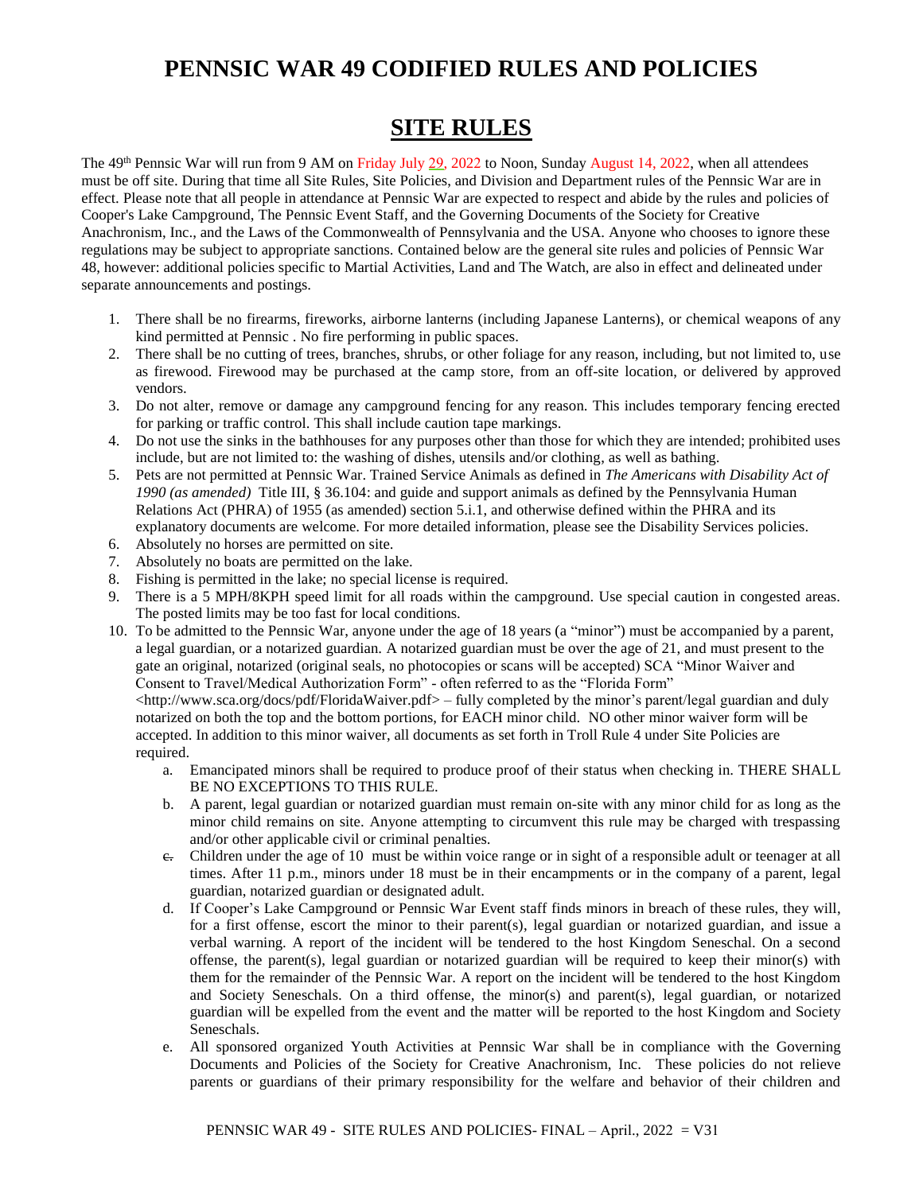# PENNSIC WAR 49 CODIFIED RULES AND POLICIES

## SITE RULES

The 49th Pennsic War will run from 9 AM on Friday July 29, 2022 to Noon, Sunday August 14, 2022, when all attendees must be off site. During that time all Site Rules, Site Policies, and Division and Department rules of the Pennsic War are in effect. Please note that all people in attendance at Pennsic War are expected to respect and abide by the rules and policies of Cooper's Lake Campground, The Pennsic Event Staff, and the Governing Documents of the Society for Creative Anachronism, Inc., and the Laws of the Commonwealth of Pennsylvania and the USA. Anyone who chooses to ignore these regulations may be subject to appropriate sanctions. Contained below are the general site rules and policies of Pennsic War 48, however: additional policies specific to Martial Activities, Land and The Watch, are also in effect and delineated under separate announcements and postings.

1. There shall be no firearms, fireworks, airborne lanterns (including Japanese Lanterns), or chemical weapons of any kind permitted at Pennsic . No fire performing in public spaces.
2. There shall be no cutting of trees, branches, shrubs, or other foliage for any reason, including, but not limited to, use as firewood. Firewood may be purchased at the camp store, from an off-site location, or delivered by approved vendors.
3. Do not alter, remove or damage any campground fencing for any reason. This includes temporary fencing erected for parking or traffic control. This shall include caution tape markings.
4. Do not use the sinks in the bathhouses for any purposes other than those for which they are intended; prohibited uses include, but are not limited to: the washing of dishes, utensils and/or clothing, as well as bathing.
5. Pets are not permitted at Pennsic War. Trained Service Animals as defined in *The Americans with Disability Act of 1990 (as amended)* Title III, § 36.104: and guide and support animals as defined by the Pennsylvania Human Relations Act (PHRA) of 1955 (as amended) section 5.i.1, and otherwise defined within the PHRA and its explanatory documents are welcome. For more detailed information, please see the Disability Services policies.
6. Absolutely no horses are permitted on site.
7. Absolutely no boats are permitted on the lake.
8. Fishing is permitted in the lake; no special license is required.
9. There is a 5 MPH/8KPH speed limit for all roads within the campground. Use special caution in congested areas. The posted limits may be too fast for local conditions.
10. To be admitted to the Pennsic War, anyone under the age of 18 years (a "minor") must be accompanied by a parent, a legal guardian, or a notarized guardian. A notarized guardian must be over the age of 21, and must present to the gate an original, notarized (original seals, no photocopies or scans will be accepted) SCA "Minor Waiver and Consent to Travel/Medical Authorization Form" - often referred to as the "Florida Form" <http://www.sca.org/docs/pdf/FloridaWaiver.pdf> – fully completed by the minor's parent/legal guardian and duly notarized on both the top and the bottom portions, for EACH minor child. NO other minor waiver form will be accepted. In addition to this minor waiver, all documents as set forth in Troll Rule 4 under Site Policies are required.
    a. Emancipated minors shall be required to produce proof of their status when checking in. THERE SHALL BE NO EXCEPTIONS TO THIS RULE.
    b. A parent, legal guardian or notarized guardian must remain on-site with any minor child for as long as the minor child remains on site. Anyone attempting to circumvent this rule may be charged with trespassing and/or other applicable civil or criminal penalties.
    c. Children under the age of 10 must be within voice range or in sight of a responsible adult or teenager at all times. After 11 p.m., minors under 18 must be in their encampments or in the company of a parent, legal guardian, notarized guardian or designated adult.
    d. If Cooper's Lake Campground or Pennsic War Event staff finds minors in breach of these rules, they will, for a first offense, escort the minor to their parent(s), legal guardian or notarized guardian, and issue a verbal warning. A report of the incident will be tendered to the host Kingdom Seneschal. On a second offense, the parent(s), legal guardian or notarized guardian will be required to keep their minor(s) with them for the remainder of the Pennsic War. A report on the incident will be tendered to the host Kingdom and Society Seneschals. On a third offense, the minor(s) and parent(s), legal guardian, or notarized guardian will be expelled from the event and the matter will be reported to the host Kingdom and Society Seneschals.
    e. All sponsored organized Youth Activities at Pennsic War shall be in compliance with the Governing Documents and Policies of the Society for Creative Anachronism, Inc. These policies do not relieve parents or guardians of their primary responsibility for the welfare and behavior of their children and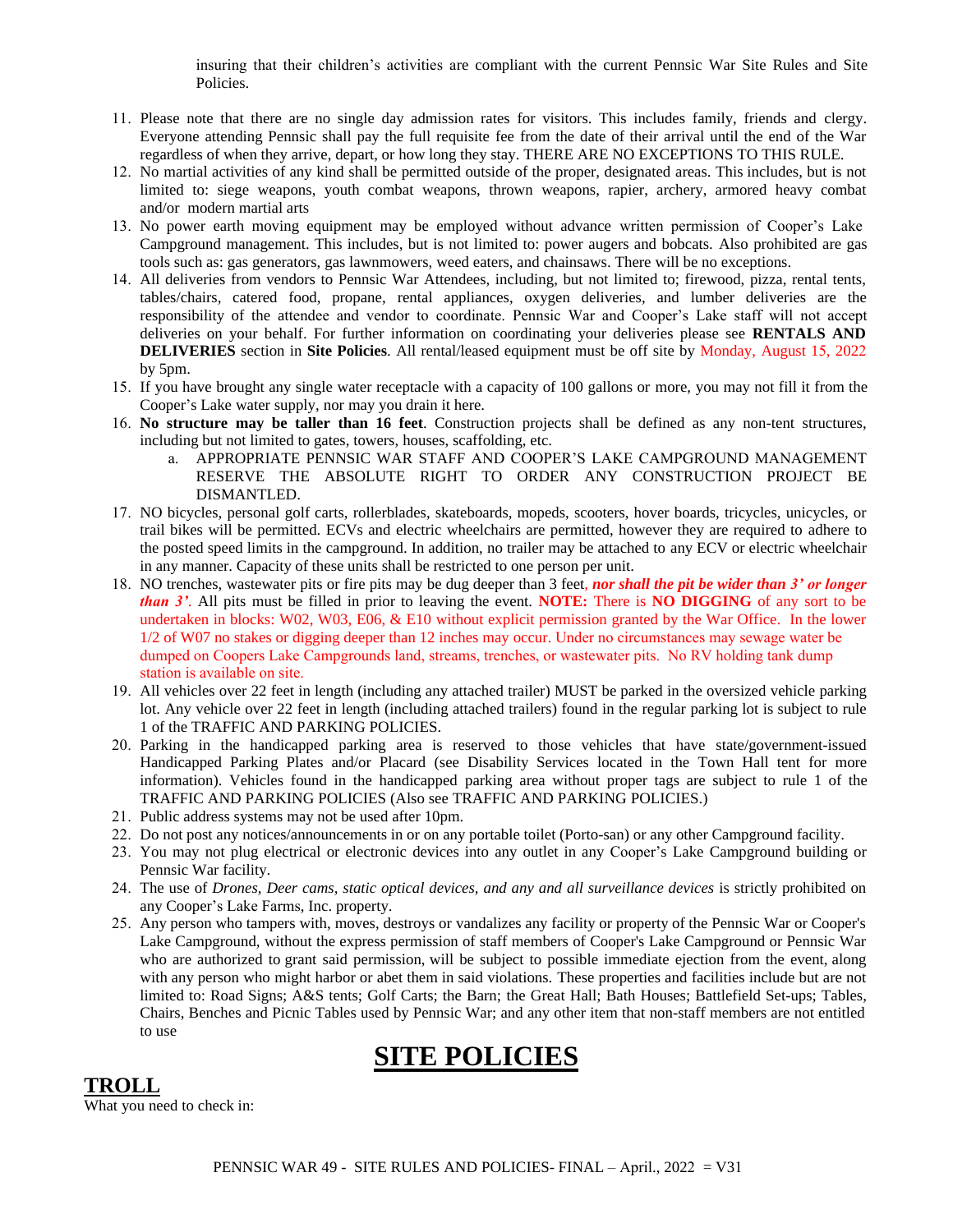insuring that their children's activities are compliant with the current Pennsic War Site Rules and Site Policies.

11. Please note that there are no single day admission rates for visitors. This includes family, friends and clergy. Everyone attending Pennsic shall pay the full requisite fee from the date of their arrival until the end of the War regardless of when they arrive, depart, or how long they stay. THERE ARE NO EXCEPTIONS TO THIS RULE.
12. No martial activities of any kind shall be permitted outside of the proper, designated areas. This includes, but is not limited to: siege weapons, youth combat weapons, thrown weapons, rapier, archery, armored heavy combat and/or modern martial arts
13. No power earth moving equipment may be employed without advance written permission of Cooper's Lake Campground management. This includes, but is not limited to: power augers and bobcats. Also prohibited are gas tools such as: gas generators, gas lawnmowers, weed eaters, and chainsaws. There will be no exceptions.
14. All deliveries from vendors to Pennsic War Attendees, including, but not limited to; firewood, pizza, rental tents, tables/chairs, catered food, propane, rental appliances, oxygen deliveries, and lumber deliveries are the responsibility of the attendee and vendor to coordinate. Pennsic War and Cooper's Lake staff will not accept deliveries on your behalf. For further information on coordinating your deliveries please see **RENTALS AND DELIVERIES** section in **Site Policies**. All rental/leased equipment must be off site by Monday, August 15, 2022 by 5pm.
15. If you have brought any single water receptacle with a capacity of 100 gallons or more, you may not fill it from the Cooper's Lake water supply, nor may you drain it here.
16. **No structure may be taller than 16 feet**. Construction projects shall be defined as any non-tent structures, including but not limited to gates, towers, houses, scaffolding, etc.
    a. APPROPRIATE PENNSIC WAR STAFF AND COOPER'S LAKE CAMPGROUND MANAGEMENT RESERVE THE ABSOLUTE RIGHT TO ORDER ANY CONSTRUCTION PROJECT BE DISMANTLED.
17. NO bicycles, personal golf carts, rollerblades, skateboards, mopeds, scooters, hover boards, tricycles, unicycles, or trail bikes will be permitted. ECVs and electric wheelchairs are permitted, however they are required to adhere to the posted speed limits in the campground. In addition, no trailer may be attached to any ECV or electric wheelchair in any manner. Capacity of these units shall be restricted to one person per unit.
18. NO trenches, wastewater pits or fire pits may be dug deeper than 3 feet, ***nor shall the pit be wider than 3' or longer than 3'***. All pits must be filled in prior to leaving the event. **NOTE:** There is **NO DIGGING** of any sort to be undertaken in blocks: W02, W03, E06, & E10 without explicit permission granted by the War Office. In the lower 1/2 of W07 no stakes or digging deeper than 12 inches may occur. Under no circumstances may sewage water be dumped on Coopers Lake Campgrounds land, streams, trenches, or wastewater pits. No RV holding tank dump station is available on site.
19. All vehicles over 22 feet in length (including any attached trailer) MUST be parked in the oversized vehicle parking lot. Any vehicle over 22 feet in length (including attached trailers) found in the regular parking lot is subject to rule 1 of the TRAFFIC AND PARKING POLICIES.
20. Parking in the handicapped parking area is reserved to those vehicles that have state/government-issued Handicapped Parking Plates and/or Placard (see Disability Services located in the Town Hall tent for more information). Vehicles found in the handicapped parking area without proper tags are subject to rule 1 of the TRAFFIC AND PARKING POLICIES (Also see TRAFFIC AND PARKING POLICIES.)
21. Public address systems may not be used after 10pm.
22. Do not post any notices/announcements in or on any portable toilet (Porto-san) or any other Campground facility.
23. You may not plug electrical or electronic devices into any outlet in any Cooper's Lake Campground building or Pennsic War facility.
24. The use of *Drones, Deer cams, static optical devices, and any and all surveillance devices* is strictly prohibited on any Cooper's Lake Farms, Inc. property.
25. Any person who tampers with, moves, destroys or vandalizes any facility or property of the Pennsic War or Cooper's Lake Campground, without the express permission of staff members of Cooper's Lake Campground or Pennsic War who are authorized to grant said permission, will be subject to possible immediate ejection from the event, along with any person who might harbor or abet them in said violations. These properties and facilities include but are not limited to: Road Signs; A&S tents; Golf Carts; the Barn; the Great Hall; Bath Houses; Battlefield Set-ups; Tables, Chairs, Benches and Picnic Tables used by Pennsic War; and any other item that non-staff members are not entitled to use

# SITE POLICIES

## TROLL

What you need to check in: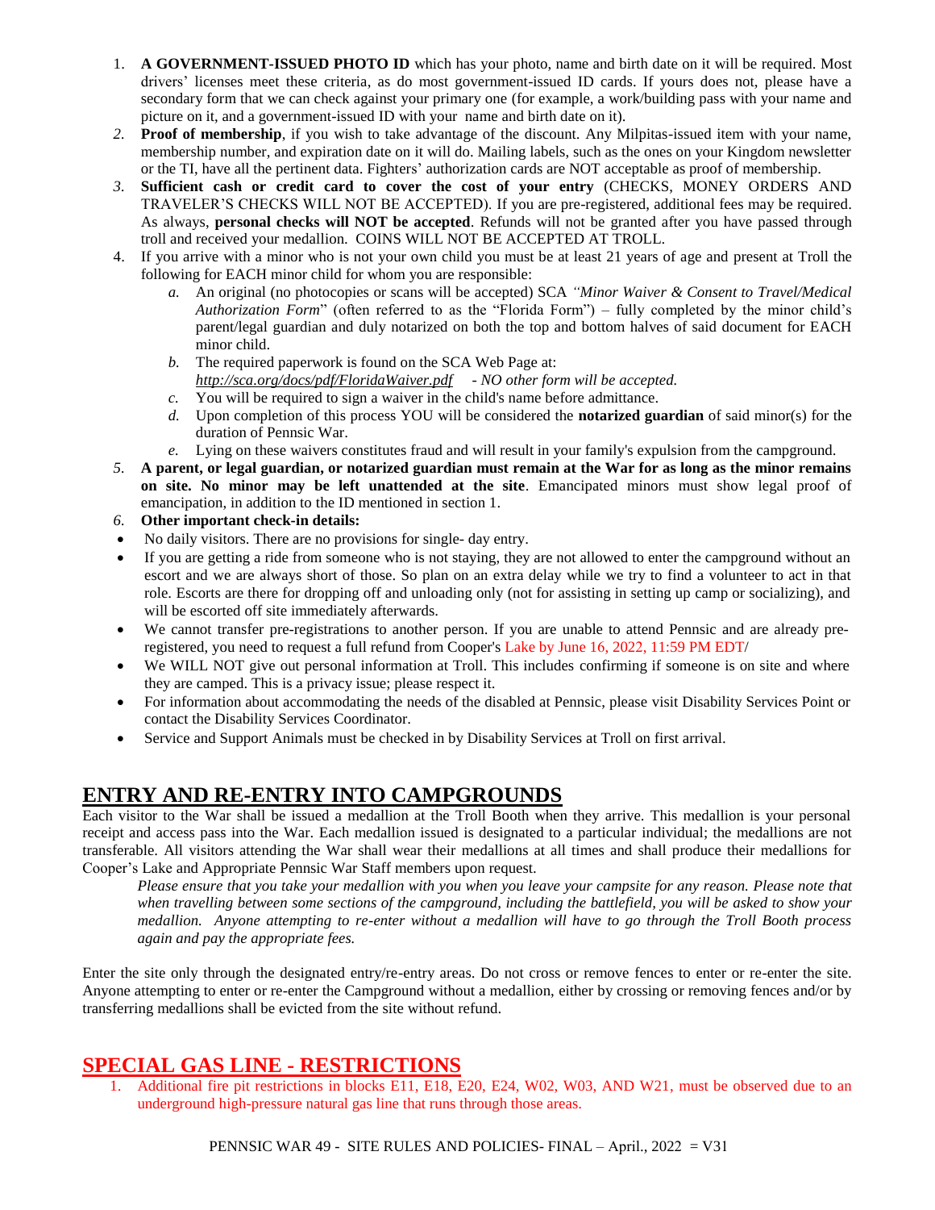1. **A GOVERNMENT-ISSUED PHOTO ID** which has your photo, name and birth date on it will be required. Most drivers' licenses meet these criteria, as do most government-issued ID cards. If yours does not, please have a secondary form that we can check against your primary one (for example, a work/building pass with your name and picture on it, and a government-issued ID with your name and birth date on it).
2. **Proof of membership**, if you wish to take advantage of the discount. Any Milpitas-issued item with your name, membership number, and expiration date on it will do. Mailing labels, such as the ones on your Kingdom newsletter or the TI, have all the pertinent data. Fighters' authorization cards are NOT acceptable as proof of membership.
3. **Sufficient cash or credit card to cover the cost of your entry** (CHECKS, MONEY ORDERS AND TRAVELER'S CHECKS WILL NOT BE ACCEPTED). If you are pre-registered, additional fees may be required. As always, **personal checks will NOT be accepted**. Refunds will not be granted after you have passed through troll and received your medallion. COINS WILL NOT BE ACCEPTED AT TROLL.
4. If you arrive with a minor who is not your own child you must be at least 21 years of age and present at Troll the following for EACH minor child for whom you are responsible:
   a. An original (no photocopies or scans will be accepted) SCA *"Minor Waiver & Consent to Travel/Medical Authorization Form*" (often referred to as the "Florida Form") – fully completed by the minor child's parent/legal guardian and duly notarized on both the top and bottom halves of said document for EACH minor child.
   b. The required paperwork is found on the SCA Web Page at: *http://sca.org/docs/pdf/FloridaWaiver.pdf - NO other form will be accepted.*
   c. You will be required to sign a waiver in the child's name before admittance.
   d. Upon completion of this process YOU will be considered the **notarized guardian** of said minor(s) for the duration of Pennsic War.
   e. Lying on these waivers constitutes fraud and will result in your family's expulsion from the campground.
5. **A parent, or legal guardian, or notarized guardian must remain at the War for as long as the minor remains on site. No minor may be left unattended at the site**. Emancipated minors must show legal proof of emancipation, in addition to the ID mentioned in section 1.
6. **Other important check-in details:**

- No daily visitors. There are no provisions for single- day entry.
- If you are getting a ride from someone who is not staying, they are not allowed to enter the campground without an escort and we are always short of those. So plan on an extra delay while we try to find a volunteer to act in that role. Escorts are there for dropping off and unloading only (not for assisting in setting up camp or socializing), and will be escorted off site immediately afterwards.
- We cannot transfer pre-registrations to another person. If you are unable to attend Pennsic and are already pre-registered, you need to request a full refund from Cooper's Lake by June 16, 2022, 11:59 PM EDT/
- We WILL NOT give out personal information at Troll. This includes confirming if someone is on site and where they are camped. This is a privacy issue; please respect it.
- For information about accommodating the needs of the disabled at Pennsic, please visit Disability Services Point or contact the Disability Services Coordinator.
- Service and Support Animals must be checked in by Disability Services at Troll on first arrival.

## ENTRY AND RE-ENTRY INTO CAMPGROUNDS

Each visitor to the War shall be issued a medallion at the Troll Booth when they arrive. This medallion is your personal receipt and access pass into the War. Each medallion issued is designated to a particular individual; the medallions are not transferable. All visitors attending the War shall wear their medallions at all times and shall produce their medallions for Cooper's Lake and Appropriate Pennsic War Staff members upon request.

*Please ensure that you take your medallion with you when you leave your campsite for any reason. Please note that when travelling between some sections of the campground, including the battlefield, you will be asked to show your medallion. Anyone attempting to re-enter without a medallion will have to go through the Troll Booth process again and pay the appropriate fees.*

Enter the site only through the designated entry/re-entry areas. Do not cross or remove fences to enter or re-enter the site. Anyone attempting to enter or re-enter the Campground without a medallion, either by crossing or removing fences and/or by transferring medallions shall be evicted from the site without refund.

## SPECIAL GAS LINE - RESTRICTIONS

1. Additional fire pit restrictions in blocks E11, E18, E20, E24, W02, W03, AND W21, must be observed due to an underground high-pressure natural gas line that runs through those areas.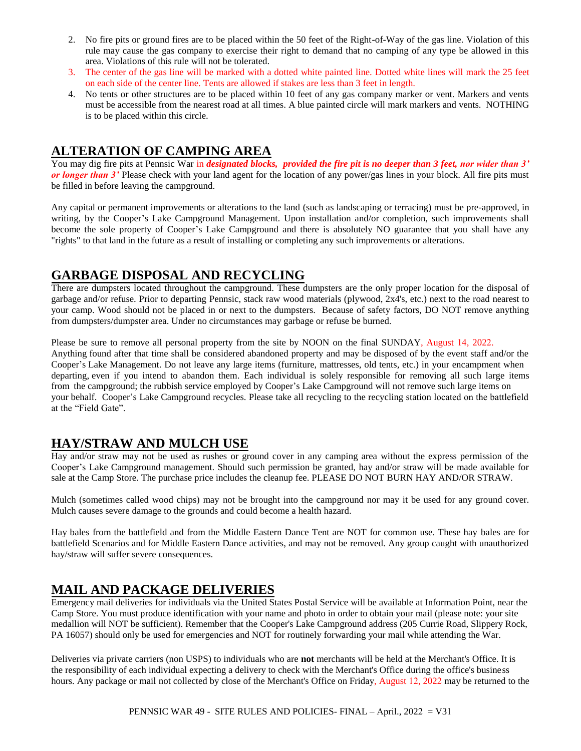2. No fire pits or ground fires are to be placed within the 50 feet of the Right-of-Way of the gas line. Violation of this rule may cause the gas company to exercise their right to demand that no camping of any type be allowed in this area. Violations of this rule will not be tolerated.
3. The center of the gas line will be marked with a dotted white painted line. Dotted white lines will mark the 25 feet on each side of the center line. Tents are allowed if stakes are less than 3 feet in length.
4. No tents or other structures are to be placed within 10 feet of any gas company marker or vent. Markers and vents must be accessible from the nearest road at all times. A blue painted circle will mark markers and vents. NOTHING is to be placed within this circle.

## ALTERATION OF CAMPING AREA

You may dig fire pits at Pennsic War in ***designated blocks, provided the fire pit is no deeper than 3 feet, nor wider than 3' or longer than 3'*** Please check with your land agent for the location of any power/gas lines in your block. All fire pits must be filled in before leaving the campground.

Any capital or permanent improvements or alterations to the land (such as landscaping or terracing) must be pre-approved, in writing, by the Cooper's Lake Campground Management. Upon installation and/or completion, such improvements shall become the sole property of Cooper's Lake Campground and there is absolutely NO guarantee that you shall have any "rights" to that land in the future as a result of installing or completing any such improvements or alterations.

## GARBAGE DISPOSAL AND RECYCLING

There are dumpsters located throughout the campground. These dumpsters are the only proper location for the disposal of garbage and/or refuse. Prior to departing Pennsic, stack raw wood materials (plywood, 2x4's, etc.) next to the road nearest to your camp. Wood should not be placed in or next to the dumpsters. Because of safety factors, DO NOT remove anything from dumpsters/dumpster area. Under no circumstances may garbage or refuse be burned.

Please be sure to remove all personal property from the site by NOON on the final SUNDAY, August 14, 2022. Anything found after that time shall be considered abandoned property and may be disposed of by the event staff and/or the Cooper's Lake Management. Do not leave any large items (furniture, mattresses, old tents, etc.) in your encampment when departing, even if you intend to abandon them. Each individual is solely responsible for removing all such large items from the campground; the rubbish service employed by Cooper's Lake Campground will not remove such large items on your behalf. Cooper's Lake Campground recycles. Please take all recycling to the recycling station located on the battlefield at the "Field Gate".

## HAY/STRAW AND MULCH USE

Hay and/or straw may not be used as rushes or ground cover in any camping area without the express permission of the Cooper's Lake Campground management. Should such permission be granted, hay and/or straw will be made available for sale at the Camp Store. The purchase price includes the cleanup fee. PLEASE DO NOT BURN HAY AND/OR STRAW.

Mulch (sometimes called wood chips) may not be brought into the campground nor may it be used for any ground cover. Mulch causes severe damage to the grounds and could become a health hazard.

Hay bales from the battlefield and from the Middle Eastern Dance Tent are NOT for common use. These hay bales are for battlefield Scenarios and for Middle Eastern Dance activities, and may not be removed. Any group caught with unauthorized hay/straw will suffer severe consequences.

## MAIL AND PACKAGE DELIVERIES

Emergency mail deliveries for individuals via the United States Postal Service will be available at Information Point, near the Camp Store. You must produce identification with your name and photo in order to obtain your mail (please note: your site medallion will NOT be sufficient). Remember that the Cooper's Lake Campground address (205 Currie Road, Slippery Rock, PA 16057) should only be used for emergencies and NOT for routinely forwarding your mail while attending the War.

Deliveries via private carriers (non USPS) to individuals who are **not** merchants will be held at the Merchant's Office. It is the responsibility of each individual expecting a delivery to check with the Merchant's Office during the office's business hours. Any package or mail not collected by close of the Merchant's Office on Friday, August 12, 2022 may be returned to the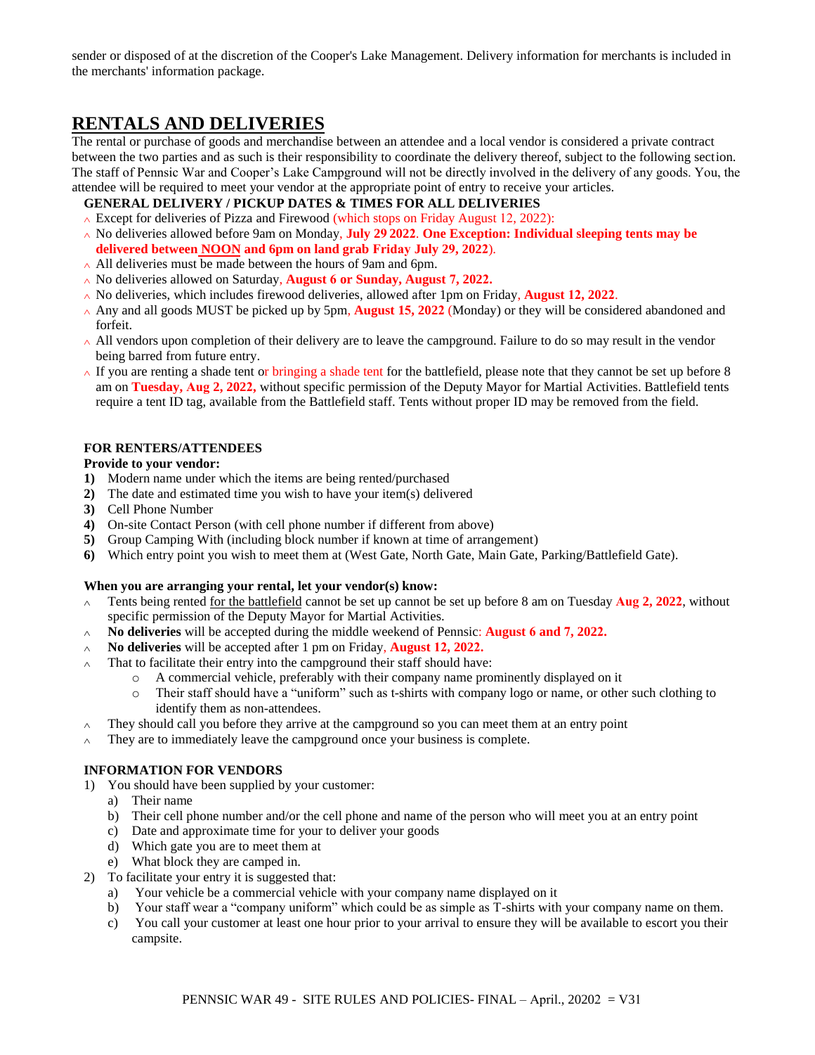sender or disposed of at the discretion of the Cooper's Lake Management. Delivery information for merchants is included in the merchants' information package.

## RENTALS AND DELIVERIES

The rental or purchase of goods and merchandise between an attendee and a local vendor is considered a private contract between the two parties and as such is their responsibility to coordinate the delivery thereof, subject to the following section. The staff of Pennsic War and Cooper's Lake Campground will not be directly involved in the delivery of any goods. You, the attendee will be required to meet your vendor at the appropriate point of entry to receive your articles.

**GENERAL DELIVERY / PICKUP DATES & TIMES FOR ALL DELIVERIES**

- Except for deliveries of Pizza and Firewood (which stops on Friday August 12, 2022):
- No deliveries allowed before 9am on Monday, **July 29 2022**. **One Exception: Individual sleeping tents may be delivered between NOON and 6pm on land grab Friday July 29, 2022**).
- All deliveries must be made between the hours of 9am and 6pm.
- No deliveries allowed on Saturday, **August 6 or Sunday, August 7, 2022.**
- No deliveries, which includes firewood deliveries, allowed after 1pm on Friday, **August 12, 2022**.
- Any and all goods MUST be picked up by 5pm, **August 15, 2022** (Monday) or they will be considered abandoned and forfeit.
- All vendors upon completion of their delivery are to leave the campground. Failure to do so may result in the vendor being barred from future entry.
- If you are renting a shade tent or bringing a shade tent for the battlefield, please note that they cannot be set up before 8 am on **Tuesday, Aug 2, 2022,** without specific permission of the Deputy Mayor for Martial Activities. Battlefield tents require a tent ID tag, available from the Battlefield staff. Tents without proper ID may be removed from the field.

**FOR RENTERS/ATTENDEES**

**Provide to your vendor:**

1) Modern name under which the items are being rented/purchased
2) The date and estimated time you wish to have your item(s) delivered
3) Cell Phone Number
4) On-site Contact Person (with cell phone number if different from above)
5) Group Camping With (including block number if known at time of arrangement)
6) Which entry point you wish to meet them at (West Gate, North Gate, Main Gate, Parking/Battlefield Gate).

**When you are arranging your rental, let your vendor(s) know:**

- Tents being rented for the battlefield cannot be set up cannot be set up before 8 am on Tuesday **Aug 2, 2022**, without specific permission of the Deputy Mayor for Martial Activities.
- **No deliveries** will be accepted during the middle weekend of Pennsic: **August 6 and 7, 2022.**
- **No deliveries** will be accepted after 1 pm on Friday, **August 12, 2022.**
- That to facilitate their entry into the campground their staff should have:
  - A commercial vehicle, preferably with their company name prominently displayed on it
  - Their staff should have a "uniform" such as t-shirts with company logo or name, or other such clothing to identify them as non-attendees.
- They should call you before they arrive at the campground so you can meet them at an entry point
- They are to immediately leave the campground once your business is complete.

**INFORMATION FOR VENDORS**

1) You should have been supplied by your customer:
   a) Their name
   b) Their cell phone number and/or the cell phone and name of the person who will meet you at an entry point
   c) Date and approximate time for your to deliver your goods
   d) Which gate you are to meet them at
   e) What block they are camped in.
2) To facilitate your entry it is suggested that:
   a) Your vehicle be a commercial vehicle with your company name displayed on it
   b) Your staff wear a "company uniform" which could be as simple as T-shirts with your company name on them.
   c) You call your customer at least one hour prior to your arrival to ensure they will be available to escort you their campsite.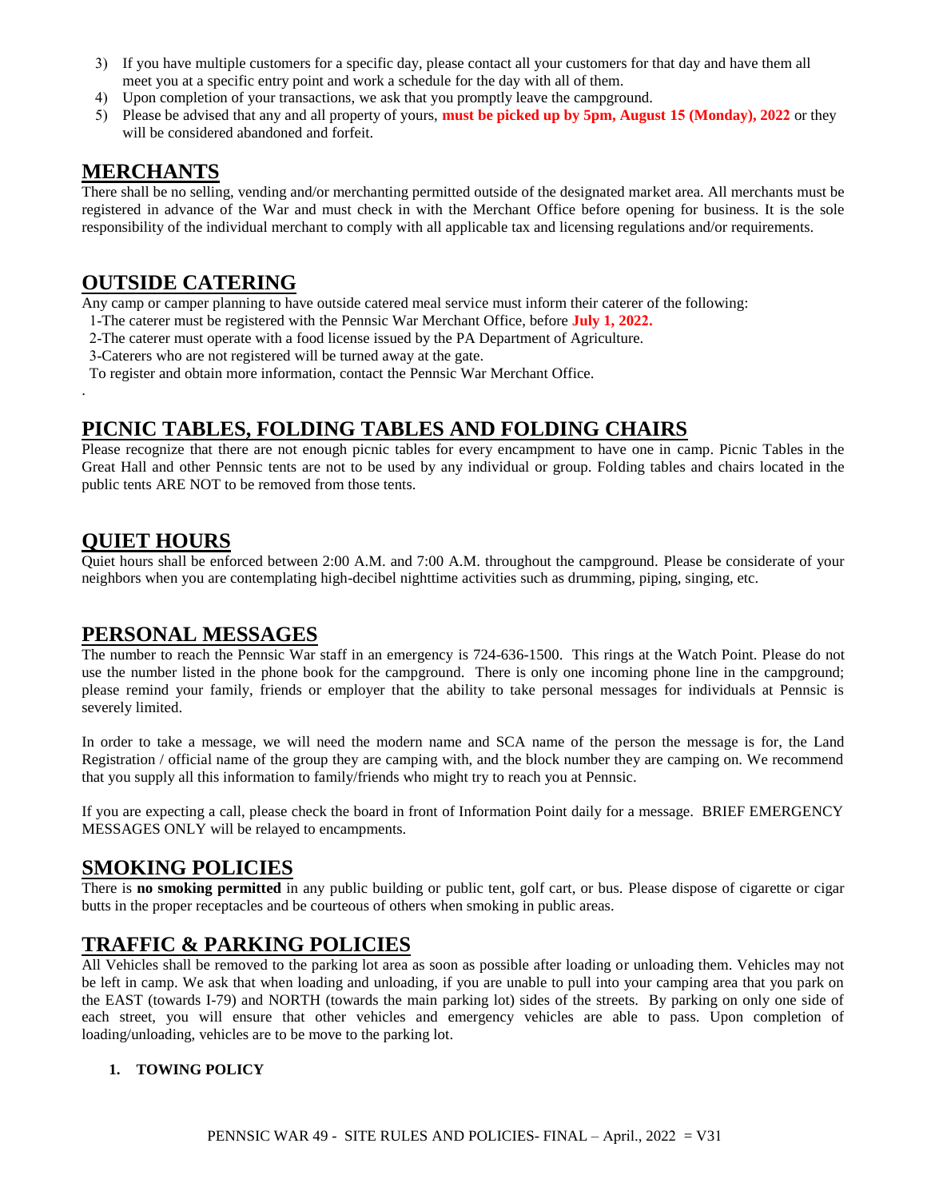3) If you have multiple customers for a specific day, please contact all your customers for that day and have them all meet you at a specific entry point and work a schedule for the day with all of them.
4) Upon completion of your transactions, we ask that you promptly leave the campground.
5) Please be advised that any and all property of yours, **must be picked up by 5pm, August 15 (Monday), 2022** or they will be considered abandoned and forfeit.

## MERCHANTS

There shall be no selling, vending and/or merchanting permitted outside of the designated market area. All merchants must be registered in advance of the War and must check in with the Merchant Office before opening for business. It is the sole responsibility of the individual merchant to comply with all applicable tax and licensing regulations and/or requirements.

## OUTSIDE CATERING

Any camp or camper planning to have outside catered meal service must inform their caterer of the following:

1-The caterer must be registered with the Pennsic War Merchant Office, before **July 1, 2022.**
2-The caterer must operate with a food license issued by the PA Department of Agriculture.
3-Caterers who are not registered will be turned away at the gate.
To register and obtain more information, contact the Pennsic War Merchant Office.

.

## PICNIC TABLES, FOLDING TABLES AND FOLDING CHAIRS

Please recognize that there are not enough picnic tables for every encampment to have one in camp. Picnic Tables in the Great Hall and other Pennsic tents are not to be used by any individual or group. Folding tables and chairs located in the public tents ARE NOT to be removed from those tents.

## QUIET HOURS

Quiet hours shall be enforced between 2:00 A.M. and 7:00 A.M. throughout the campground. Please be considerate of your neighbors when you are contemplating high-decibel nighttime activities such as drumming, piping, singing, etc.

## PERSONAL MESSAGES

The number to reach the Pennsic War staff in an emergency is 724-636-1500. This rings at the Watch Point. Please do not use the number listed in the phone book for the campground. There is only one incoming phone line in the campground; please remind your family, friends or employer that the ability to take personal messages for individuals at Pennsic is severely limited.

In order to take a message, we will need the modern name and SCA name of the person the message is for, the Land Registration / official name of the group they are camping with, and the block number they are camping on. We recommend that you supply all this information to family/friends who might try to reach you at Pennsic.

If you are expecting a call, please check the board in front of Information Point daily for a message. BRIEF EMERGENCY MESSAGES ONLY will be relayed to encampments.

## SMOKING POLICIES

There is **no smoking permitted** in any public building or public tent, golf cart, or bus. Please dispose of cigarette or cigar butts in the proper receptacles and be courteous of others when smoking in public areas.

## TRAFFIC & PARKING POLICIES

All Vehicles shall be removed to the parking lot area as soon as possible after loading or unloading them. Vehicles may not be left in camp. We ask that when loading and unloading, if you are unable to pull into your camping area that you park on the EAST (towards I-79) and NORTH (towards the main parking lot) sides of the streets. By parking on only one side of each street, you will ensure that other vehicles and emergency vehicles are able to pass. Upon completion of loading/unloading, vehicles are to be move to the parking lot.

1. **TOWING POLICY**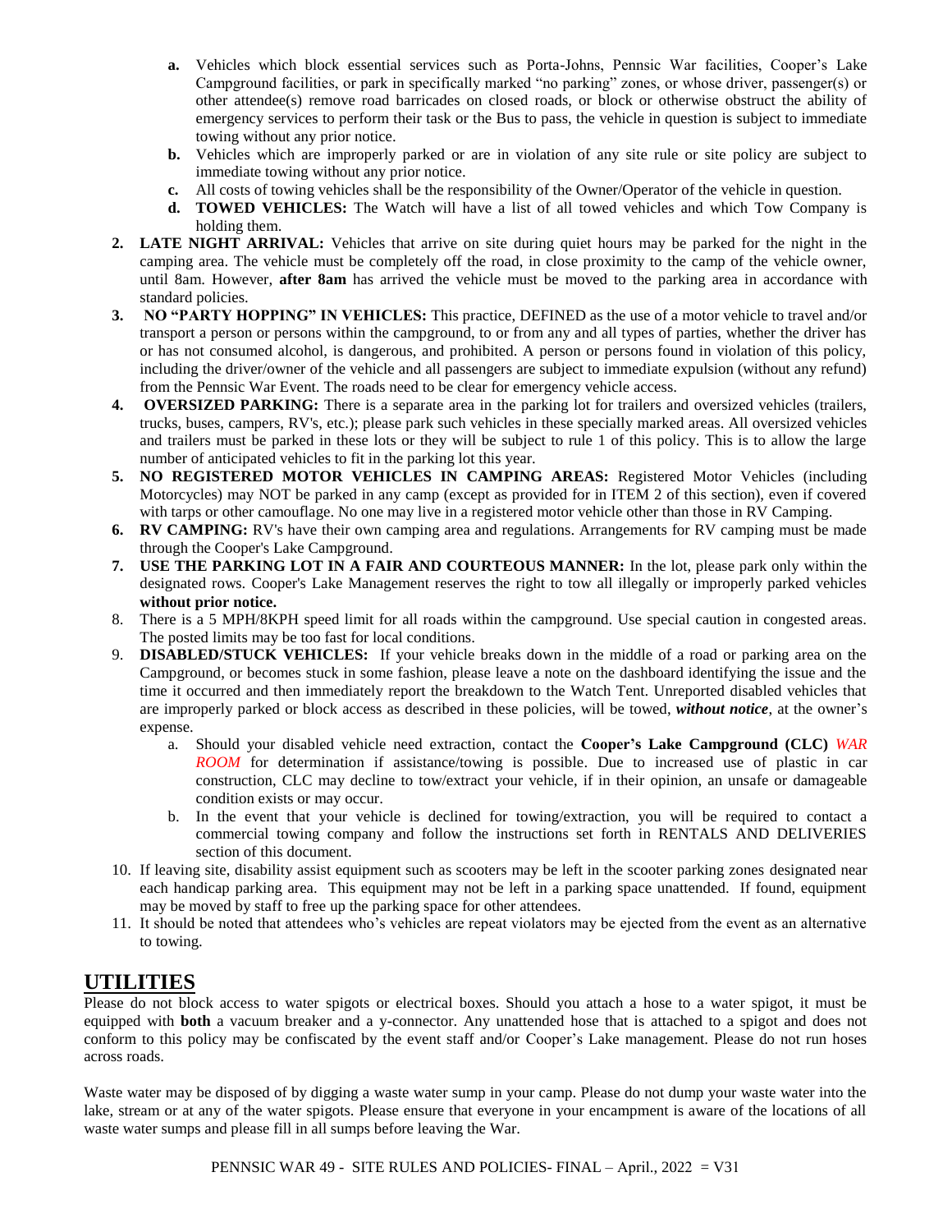a. Vehicles which block essential services such as Porta-Johns, Pennsic War facilities, Cooper's Lake Campground facilities, or park in specifically marked "no parking" zones, or whose driver, passenger(s) or other attendee(s) remove road barricades on closed roads, or block or otherwise obstruct the ability of emergency services to perform their task or the Bus to pass, the vehicle in question is subject to immediate towing without any prior notice.
   b. Vehicles which are improperly parked or are in violation of any site rule or site policy are subject to immediate towing without any prior notice.
   c. All costs of towing vehicles shall be the responsibility of the Owner/Operator of the vehicle in question.
   d. **TOWED VEHICLES:** The Watch will have a list of all towed vehicles and which Tow Company is holding them.
2. **LATE NIGHT ARRIVAL:** Vehicles that arrive on site during quiet hours may be parked for the night in the camping area. The vehicle must be completely off the road, in close proximity to the camp of the vehicle owner, until 8am. However, **after 8am** has arrived the vehicle must be moved to the parking area in accordance with standard policies.
3. **NO "PARTY HOPPING" IN VEHICLES:** This practice, DEFINED as the use of a motor vehicle to travel and/or transport a person or persons within the campground, to or from any and all types of parties, whether the driver has or has not consumed alcohol, is dangerous, and prohibited. A person or persons found in violation of this policy, including the driver/owner of the vehicle and all passengers are subject to immediate expulsion (without any refund) from the Pennsic War Event. The roads need to be clear for emergency vehicle access.
4. **OVERSIZED PARKING:** There is a separate area in the parking lot for trailers and oversized vehicles (trailers, trucks, buses, campers, RV's, etc.); please park such vehicles in these specially marked areas. All oversized vehicles and trailers must be parked in these lots or they will be subject to rule 1 of this policy. This is to allow the large number of anticipated vehicles to fit in the parking lot this year.
5. **NO REGISTERED MOTOR VEHICLES IN CAMPING AREAS:** Registered Motor Vehicles (including Motorcycles) may NOT be parked in any camp (except as provided for in ITEM 2 of this section), even if covered with tarps or other camouflage. No one may live in a registered motor vehicle other than those in RV Camping.
6. **RV CAMPING:** RV's have their own camping area and regulations. Arrangements for RV camping must be made through the Cooper's Lake Campground.
7. **USE THE PARKING LOT IN A FAIR AND COURTEOUS MANNER:** In the lot, please park only within the designated rows. Cooper's Lake Management reserves the right to tow all illegally or improperly parked vehicles **without prior notice.**
8. There is a 5 MPH/8KPH speed limit for all roads within the campground. Use special caution in congested areas. The posted limits may be too fast for local conditions.
9. **DISABLED/STUCK VEHICLES:** If your vehicle breaks down in the middle of a road or parking area on the Campground, or becomes stuck in some fashion, please leave a note on the dashboard identifying the issue and the time it occurred and then immediately report the breakdown to the Watch Tent. Unreported disabled vehicles that are improperly parked or block access as described in these policies, will be towed, ***without notice***, at the owner's expense.
   a. Should your disabled vehicle need extraction, contact the **Cooper's Lake Campground (CLC)** *WAR ROOM* for determination if assistance/towing is possible. Due to increased use of plastic in car construction, CLC may decline to tow/extract your vehicle, if in their opinion, an unsafe or damageable condition exists or may occur.
   b. In the event that your vehicle is declined for towing/extraction, you will be required to contact a commercial towing company and follow the instructions set forth in RENTALS AND DELIVERIES section of this document.
10. If leaving site, disability assist equipment such as scooters may be left in the scooter parking zones designated near each handicap parking area. This equipment may not be left in a parking space unattended. If found, equipment may be moved by staff to free up the parking space for other attendees.
11. It should be noted that attendees who's vehicles are repeat violators may be ejected from the event as an alternative to towing.

## UTILITIES

Please do not block access to water spigots or electrical boxes. Should you attach a hose to a water spigot, it must be equipped with **both** a vacuum breaker and a y-connector. Any unattended hose that is attached to a spigot and does not conform to this policy may be confiscated by the event staff and/or Cooper's Lake management. Please do not run hoses across roads.

Waste water may be disposed of by digging a waste water sump in your camp. Please do not dump your waste water into the lake, stream or at any of the water spigots. Please ensure that everyone in your encampment is aware of the locations of all waste water sumps and please fill in all sumps before leaving the War.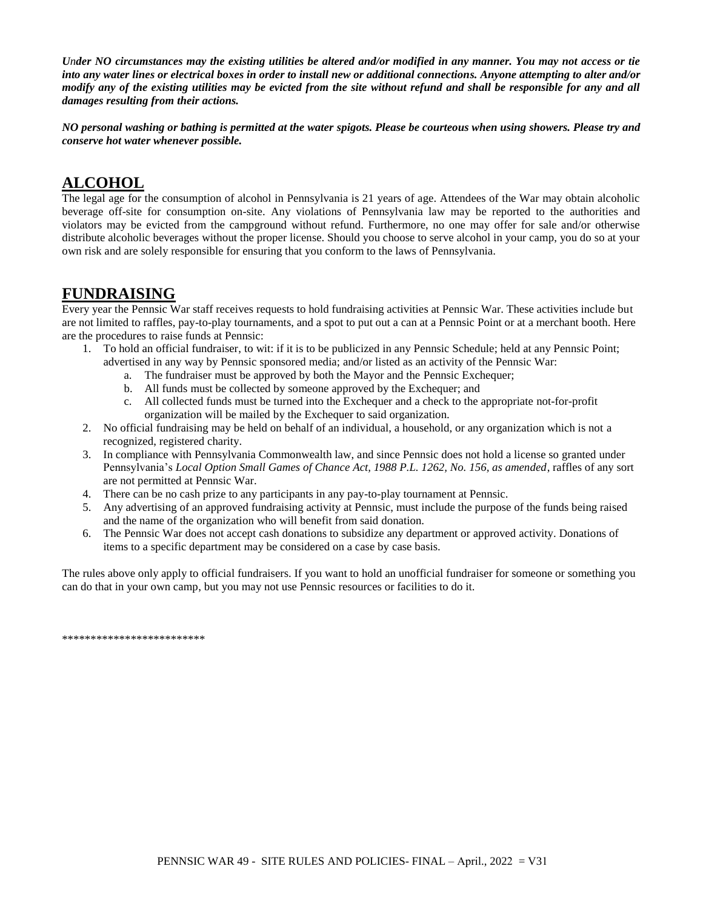***Under NO circumstances may the existing utilities be altered and/or modified in any manner. You may not access or tie into any water lines or electrical boxes in order to install new or additional connections. Anyone attempting to alter and/or modify any of the existing utilities may be evicted from the site without refund and shall be responsible for any and all damages resulting from their actions.***

***NO personal washing or bathing is permitted at the water spigots. Please be courteous when using showers. Please try and conserve hot water whenever possible.***

## ALCOHOL

The legal age for the consumption of alcohol in Pennsylvania is 21 years of age. Attendees of the War may obtain alcoholic beverage off-site for consumption on-site. Any violations of Pennsylvania law may be reported to the authorities and violators may be evicted from the campground without refund. Furthermore, no one may offer for sale and/or otherwise distribute alcoholic beverages without the proper license. Should you choose to serve alcohol in your camp, you do so at your own risk and are solely responsible for ensuring that you conform to the laws of Pennsylvania.

## FUNDRAISING

Every year the Pennsic War staff receives requests to hold fundraising activities at Pennsic War. These activities include but are not limited to raffles, pay-to-play tournaments, and a spot to put out a can at a Pennsic Point or at a merchant booth. Here are the procedures to raise funds at Pennsic:

1. To hold an official fundraiser, to wit: if it is to be publicized in any Pennsic Schedule; held at any Pennsic Point; advertised in any way by Pennsic sponsored media; and/or listed as an activity of the Pennsic War:
   a. The fundraiser must be approved by both the Mayor and the Pennsic Exchequer;
   b. All funds must be collected by someone approved by the Exchequer; and
   c. All collected funds must be turned into the Exchequer and a check to the appropriate not-for-profit organization will be mailed by the Exchequer to said organization.
2. No official fundraising may be held on behalf of an individual, a household, or any organization which is not a recognized, registered charity.
3. In compliance with Pennsylvania Commonwealth law, and since Pennsic does not hold a license so granted under Pennsylvania's *Local Option Small Games of Chance Act, 1988 P.L. 1262, No. 156, as amended*, raffles of any sort are not permitted at Pennsic War.
4. There can be no cash prize to any participants in any pay-to-play tournament at Pennsic.
5. Any advertising of an approved fundraising activity at Pennsic, must include the purpose of the funds being raised and the name of the organization who will benefit from said donation.
6. The Pennsic War does not accept cash donations to subsidize any department or approved activity. Donations of items to a specific department may be considered on a case by case basis.

The rules above only apply to official fundraisers. If you want to hold an unofficial fundraiser for someone or something you can do that in your own camp, but you may not use Pennsic resources or facilities to do it.

*************************